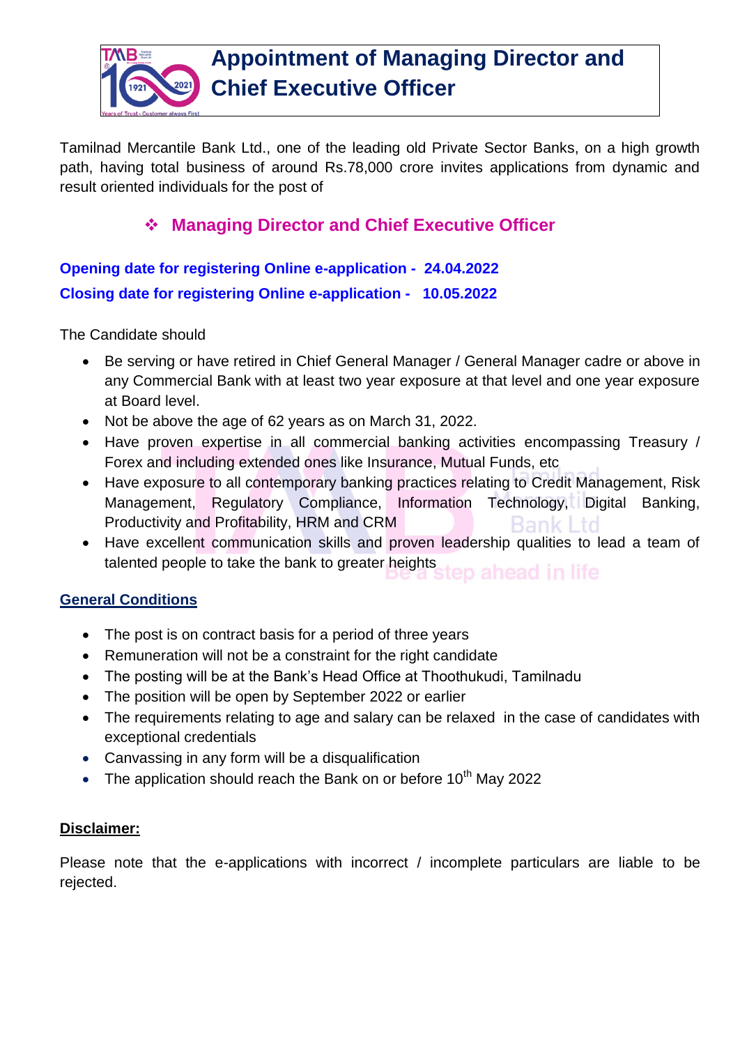# Appointment of Managing Director and Chief Executive Officer

Tamilnad Mercantile Bank Ltd., one of the leading old Private Sector Banks, on a high growth path, having total business of around Rs.78,000 crore invites applications from dynamic and result oriented individuals for the post of

## ❖ Managing Director and Chief Executive Officer

**Opening date for registering Online e-application - 24.04.2022**

**Closing date for registering Online e-application - 10.05.2022**

The Candidate should

- Be serving or have retired in Chief General Manager / General Manager cadre or above in any Commercial Bank with at least two year exposure at that level and one year exposure at Board level.
- Not be above the age of 62 years as on March 31, 2022.
- Have proven expertise in all commercial banking activities encompassing Treasury / Forex and including extended ones like Insurance, Mutual Funds, etc
- Have exposure to all contemporary banking practices relating to Credit Management, Risk Management, Regulatory Compliance, Information Technology, Digital Banking, Productivity and Profitability, HRM and CRM
- Have excellent communication skills and proven leadership qualities to lead a team of talented people to take the bank to greater heights

**General Conditions**

- The post is on contract basis for a period of three years
- Remuneration will not be a constraint for the right candidate
- The posting will be at the Bank's Head Office at Thoothukudi, Tamilnadu
- The position will be open by September 2022 or earlier
- The requirements relating to age and salary can be relaxed in the case of candidates with exceptional credentials
- Canvassing in any form will be a disqualification
- The application should reach the Bank on or before 10th May 2022

**Disclaimer:**

Please note that the e-applications with incorrect / incomplete particulars are liable to be rejected.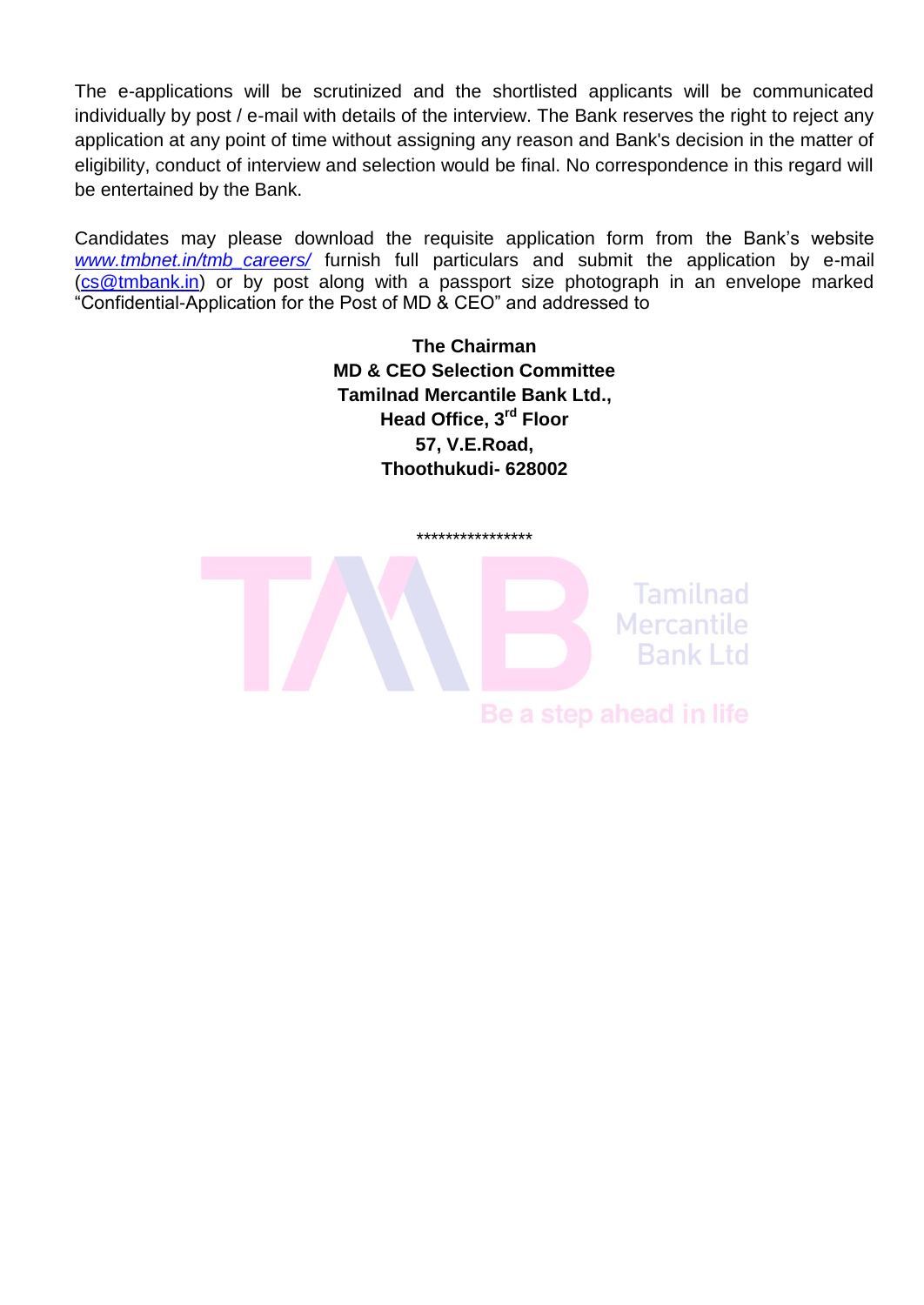The e-applications will be scrutinized and the shortlisted applicants will be communicated individually by post / e-mail with details of the interview. The Bank reserves the right to reject any application at any point of time without assigning any reason and Bank's decision in the matter of eligibility, conduct of interview and selection would be final. No correspondence in this regard will be entertained by the Bank.

Candidates may please download the requisite application form from the Bank's website *www.tmbnet.in/tmb_careers/* furnish full particulars and submit the application by e-mail (cs@tmbank.in) or by post along with a passport size photograph in an envelope marked "Confidential-Application for the Post of MD & CEO" and addressed to

**The Chairman**
**MD & CEO Selection Committee**
**Tamilnad Mercantile Bank Ltd.,**
**Head Office, 3rd Floor**
**57, V.E.Road,**
**Thoothukudi- 628002**

****************

Tamilnad Mercantile Bank Ltd

Be a step ahead in life